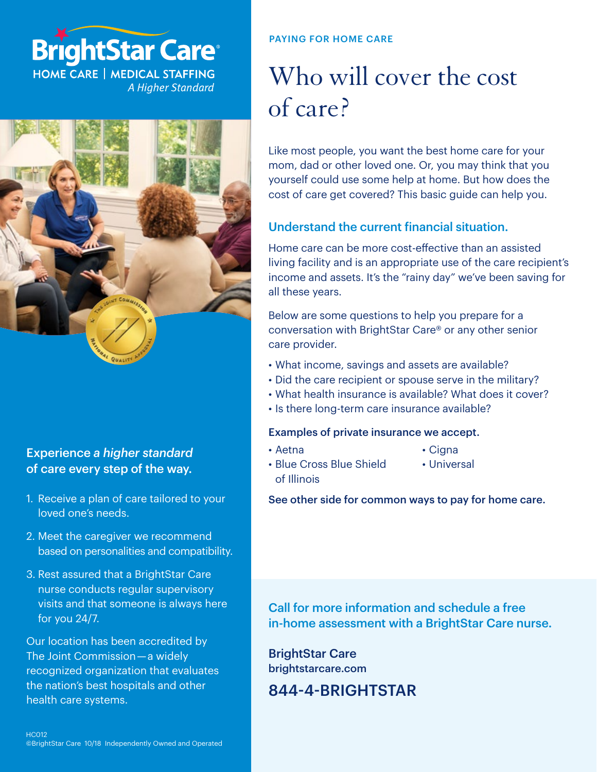# BrightStar Care®

HOME CARE | MEDICAL STAFFING

*A Higher Standard*

## Experience *a higher standard* of care every step of the way.

1. Receive a plan of care tailored to your loved one's needs.
2. Meet the caregiver we recommend based on personalities and compatibility.
3. Rest assured that a BrightStar Care nurse conducts regular supervisory visits and that someone is always here for you 24/7.

Our location has been accredited by The Joint Commission—a widely recognized organization that evaluates the nation's best hospitals and other health care systems.

HC012
©BrightStar Care 10/18 Independently Owned and Operated

PAYING FOR HOME CARE

# Who will cover the cost of care?

Like most people, you want the best home care for your mom, dad or other loved one. Or, you may think that you yourself could use some help at home. But how does the cost of care get covered? This basic guide can help you.

## Understand the current financial situation.

Home care can be more cost-effective than an assisted living facility and is an appropriate use of the care recipient's income and assets. It's the "rainy day" we've been saving for all these years.

Below are some questions to help you prepare for a conversation with BrightStar Care® or any other senior care provider.

- What income, savings and assets are available?
- Did the care recipient or spouse serve in the military?
- What health insurance is available? What does it cover?
- Is there long-term care insurance available?

**Examples of private insurance we accept.**

- Aetna
- Blue Cross Blue Shield of Illinois
- Cigna
- Universal

**See other side for common ways to pay for home care.**

## Call for more information and schedule a free in-home assessment with a BrightStar Care nurse.

**BrightStar Care**
**brightstarcare.com**

## 844-4-BRIGHTSTAR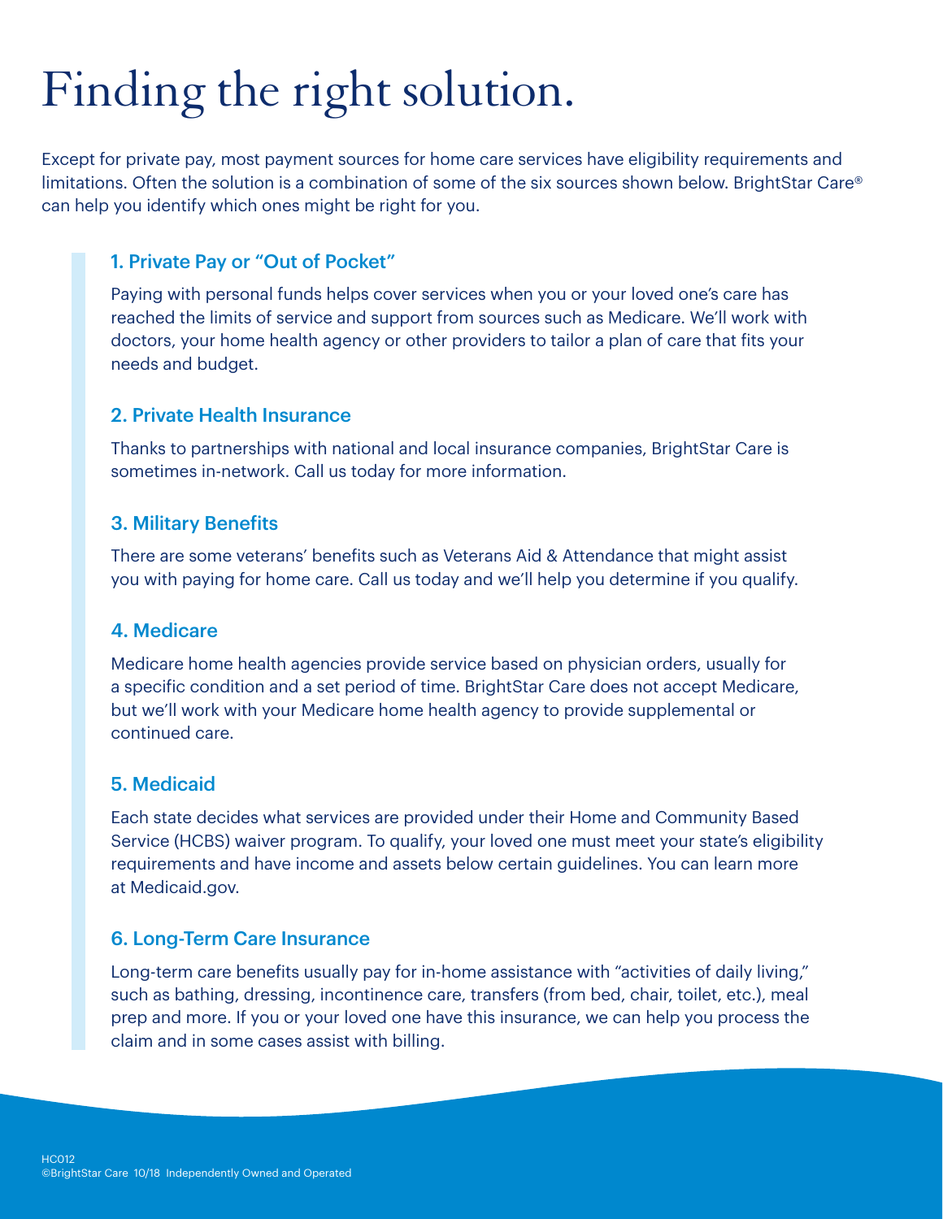# Finding the right solution.

Except for private pay, most payment sources for home care services have eligibility requirements and limitations. Often the solution is a combination of some of the six sources shown below. BrightStar Care® can help you identify which ones might be right for you.

### 1. Private Pay or "Out of Pocket"

Paying with personal funds helps cover services when you or your loved one's care has reached the limits of service and support from sources such as Medicare. We'll work with doctors, your home health agency or other providers to tailor a plan of care that fits your needs and budget.

### 2. Private Health Insurance

Thanks to partnerships with national and local insurance companies, BrightStar Care is sometimes in-network. Call us today for more information.

### 3. Military Benefits

There are some veterans' benefits such as Veterans Aid & Attendance that might assist you with paying for home care. Call us today and we'll help you determine if you qualify.

### 4. Medicare

Medicare home health agencies provide service based on physician orders, usually for a specific condition and a set period of time. BrightStar Care does not accept Medicare, but we'll work with your Medicare home health agency to provide supplemental or continued care.

### 5. Medicaid

Each state decides what services are provided under their Home and Community Based Service (HCBS) waiver program. To qualify, your loved one must meet your state's eligibility requirements and have income and assets below certain guidelines. You can learn more at Medicaid.gov.

### 6. Long-Term Care Insurance

Long-term care benefits usually pay for in-home assistance with "activities of daily living," such as bathing, dressing, incontinence care, transfers (from bed, chair, toilet, etc.), meal prep and more. If you or your loved one have this insurance, we can help you process the claim and in some cases assist with billing.

HC012
©BrightStar Care 10/18 Independently Owned and Operated